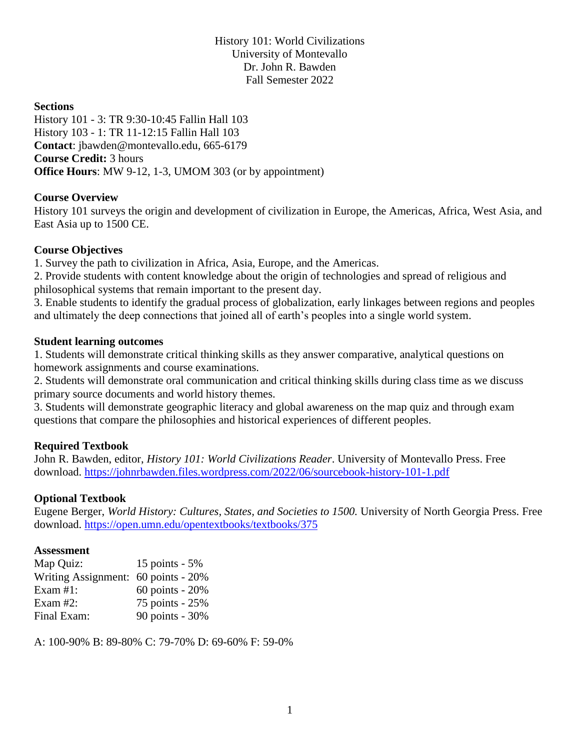# History 101: World Civilizations
University of Montevallo
Dr. John R. Bawden
Fall Semester 2022

**Sections**
History 101 - 3: TR 9:30-10:45 Fallin Hall 103
History 103 - 1: TR 11-12:15 Fallin Hall 103
**Contact**: jbawden@montevallo.edu, 665-6179
**Course Credit:** 3 hours
**Office Hours**: MW 9-12, 1-3, UMOM 303 (or by appointment)

**Course Overview**
History 101 surveys the origin and development of civilization in Europe, the Americas, Africa, West Asia, and East Asia up to 1500 CE.

**Course Objectives**
1. Survey the path to civilization in Africa, Asia, Europe, and the Americas.
2. Provide students with content knowledge about the origin of technologies and spread of religious and philosophical systems that remain important to the present day.
3. Enable students to identify the gradual process of globalization, early linkages between regions and peoples and ultimately the deep connections that joined all of earth's peoples into a single world system.

**Student learning outcomes**
1. Students will demonstrate critical thinking skills as they answer comparative, analytical questions on homework assignments and course examinations.
2. Students will demonstrate oral communication and critical thinking skills during class time as we discuss primary source documents and world history themes.
3. Students will demonstrate geographic literacy and global awareness on the map quiz and through exam questions that compare the philosophies and historical experiences of different peoples.

**Required Textbook**
John R. Bawden, editor, *History 101: World Civilizations Reader*. University of Montevallo Press. Free download. https://johnrbawden.files.wordpress.com/2022/06/sourcebook-history-101-1.pdf

**Optional Textbook**
Eugene Berger, *World History: Cultures, States, and Societies to 1500.* University of North Georgia Press. Free download. https://open.umn.edu/opentextbooks/textbooks/375

**Assessment**

| | |
|---|---|
| Map Quiz: | 15 points - 5% |
| Writing Assignment: | 60 points - 20% |
| Exam #1: | 60 points - 20% |
| Exam #2: | 75 points - 25% |
| Final Exam: | 90 points - 30% |

A: 100-90% B: 89-80% C: 79-70% D: 69-60% F: 59-0%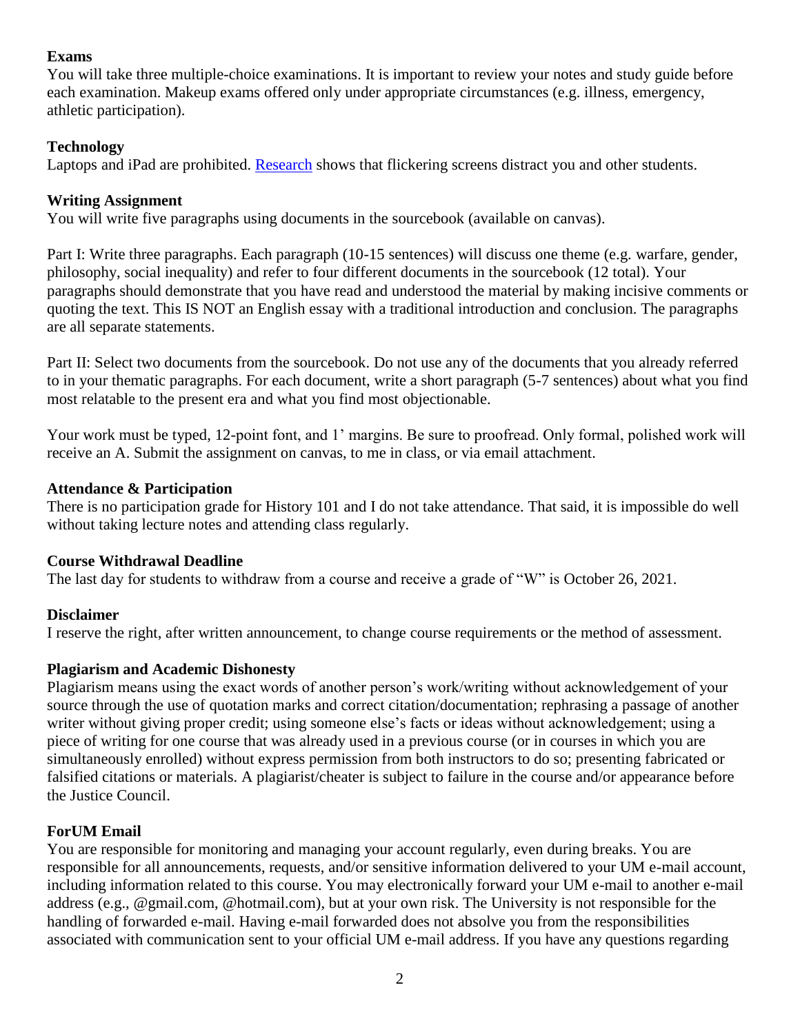**Exams**

You will take three multiple-choice examinations. It is important to review your notes and study guide before each examination. Makeup exams offered only under appropriate circumstances (e.g. illness, emergency, athletic participation).

**Technology**

Laptops and iPad are prohibited. Research shows that flickering screens distract you and other students.

**Writing Assignment**

You will write five paragraphs using documents in the sourcebook (available on canvas).

Part I: Write three paragraphs. Each paragraph (10-15 sentences) will discuss one theme (e.g. warfare, gender, philosophy, social inequality) and refer to four different documents in the sourcebook (12 total). Your paragraphs should demonstrate that you have read and understood the material by making incisive comments or quoting the text. This IS NOT an English essay with a traditional introduction and conclusion. The paragraphs are all separate statements.

Part II: Select two documents from the sourcebook. Do not use any of the documents that you already referred to in your thematic paragraphs. For each document, write a short paragraph (5-7 sentences) about what you find most relatable to the present era and what you find most objectionable.

Your work must be typed, 12-point font, and 1' margins. Be sure to proofread. Only formal, polished work will receive an A. Submit the assignment on canvas, to me in class, or via email attachment.

**Attendance & Participation**

There is no participation grade for History 101 and I do not take attendance. That said, it is impossible do well without taking lecture notes and attending class regularly.

**Course Withdrawal Deadline**

The last day for students to withdraw from a course and receive a grade of "W" is October 26, 2021.

**Disclaimer**

I reserve the right, after written announcement, to change course requirements or the method of assessment.

**Plagiarism and Academic Dishonesty**

Plagiarism means using the exact words of another person's work/writing without acknowledgement of your source through the use of quotation marks and correct citation/documentation; rephrasing a passage of another writer without giving proper credit; using someone else's facts or ideas without acknowledgement; using a piece of writing for one course that was already used in a previous course (or in courses in which you are simultaneously enrolled) without express permission from both instructors to do so; presenting fabricated or falsified citations or materials. A plagiarist/cheater is subject to failure in the course and/or appearance before the Justice Council.

**ForUM Email**

You are responsible for monitoring and managing your account regularly, even during breaks. You are responsible for all announcements, requests, and/or sensitive information delivered to your UM e-mail account, including information related to this course. You may electronically forward your UM e-mail to another e-mail address (e.g., @gmail.com, @hotmail.com), but at your own risk. The University is not responsible for the handling of forwarded e-mail. Having e-mail forwarded does not absolve you from the responsibilities associated with communication sent to your official UM e-mail address. If you have any questions regarding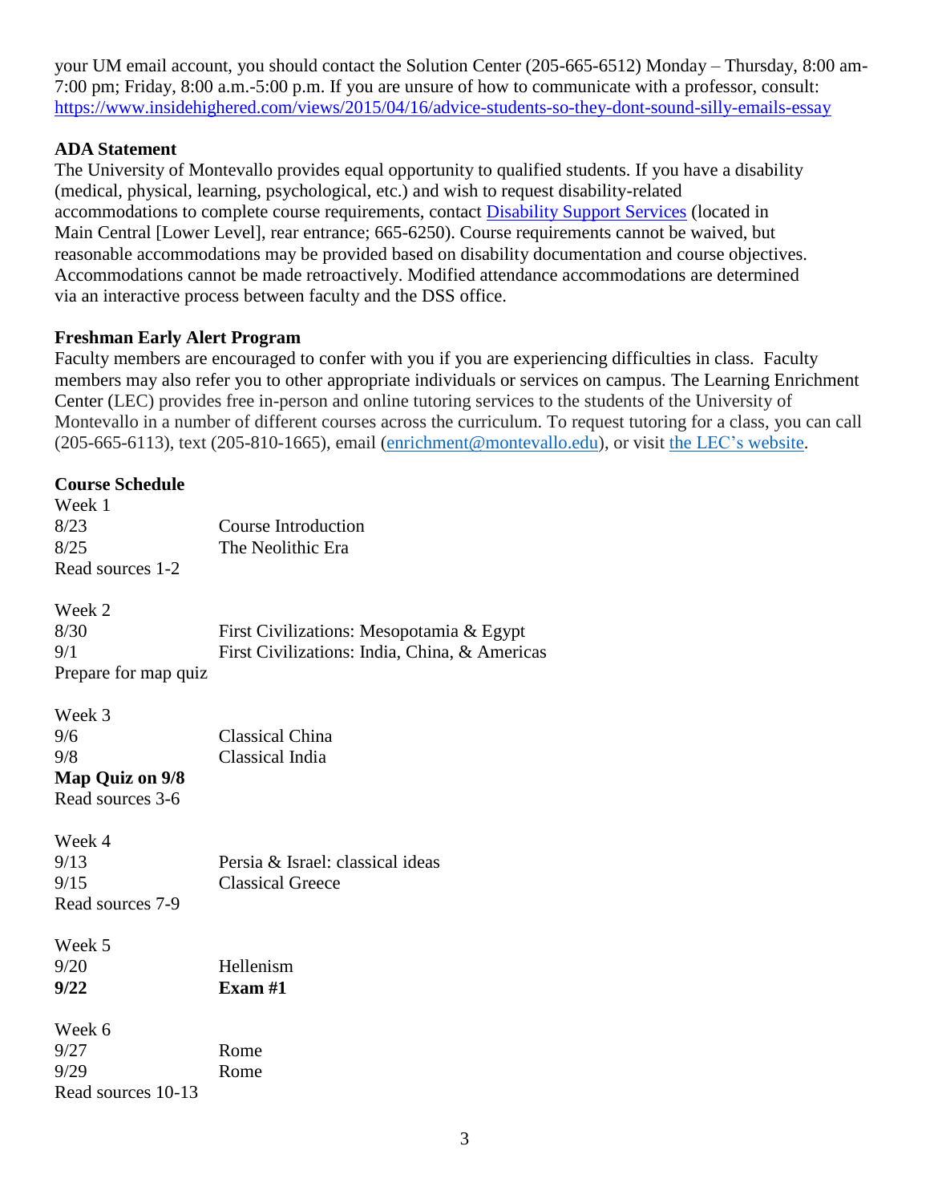your UM email account, you should contact the Solution Center (205-665-6512) Monday – Thursday, 8:00 am-7:00 pm; Friday, 8:00 a.m.-5:00 p.m. If you are unsure of how to communicate with a professor, consult: https://www.insidehighered.com/views/2015/04/16/advice-students-so-they-dont-sound-silly-emails-essay

**ADA Statement**

The University of Montevallo provides equal opportunity to qualified students. If you have a disability (medical, physical, learning, psychological, etc.) and wish to request disability-related accommodations to complete course requirements, contact Disability Support Services (located in Main Central [Lower Level], rear entrance; 665-6250). Course requirements cannot be waived, but reasonable accommodations may be provided based on disability documentation and course objectives. Accommodations cannot be made retroactively. Modified attendance accommodations are determined via an interactive process between faculty and the DSS office.

**Freshman Early Alert Program**

Faculty members are encouraged to confer with you if you are experiencing difficulties in class. Faculty members may also refer you to other appropriate individuals or services on campus. The Learning Enrichment Center (LEC) provides free in-person and online tutoring services to the students of the University of Montevallo in a number of different courses across the curriculum. To request tutoring for a class, you can call (205-665-6113), text (205-810-1665), email (enrichment@montevallo.edu), or visit the LEC's website.

**Course Schedule**

Week 1
8/23 Course Introduction
8/25 The Neolithic Era
Read sources 1-2

Week 2
8/30 First Civilizations: Mesopotamia & Egypt
9/1 First Civilizations: India, China, & Americas
Prepare for map quiz

Week 3
9/6 Classical China
9/8 Classical India
**Map Quiz on 9/8**
Read sources 3-6

Week 4
9/13 Persia & Israel: classical ideas
9/15 Classical Greece
Read sources 7-9

Week 5
9/20 Hellenism
**9/22 Exam #1**

Week 6
9/27 Rome
9/29 Rome
Read sources 10-13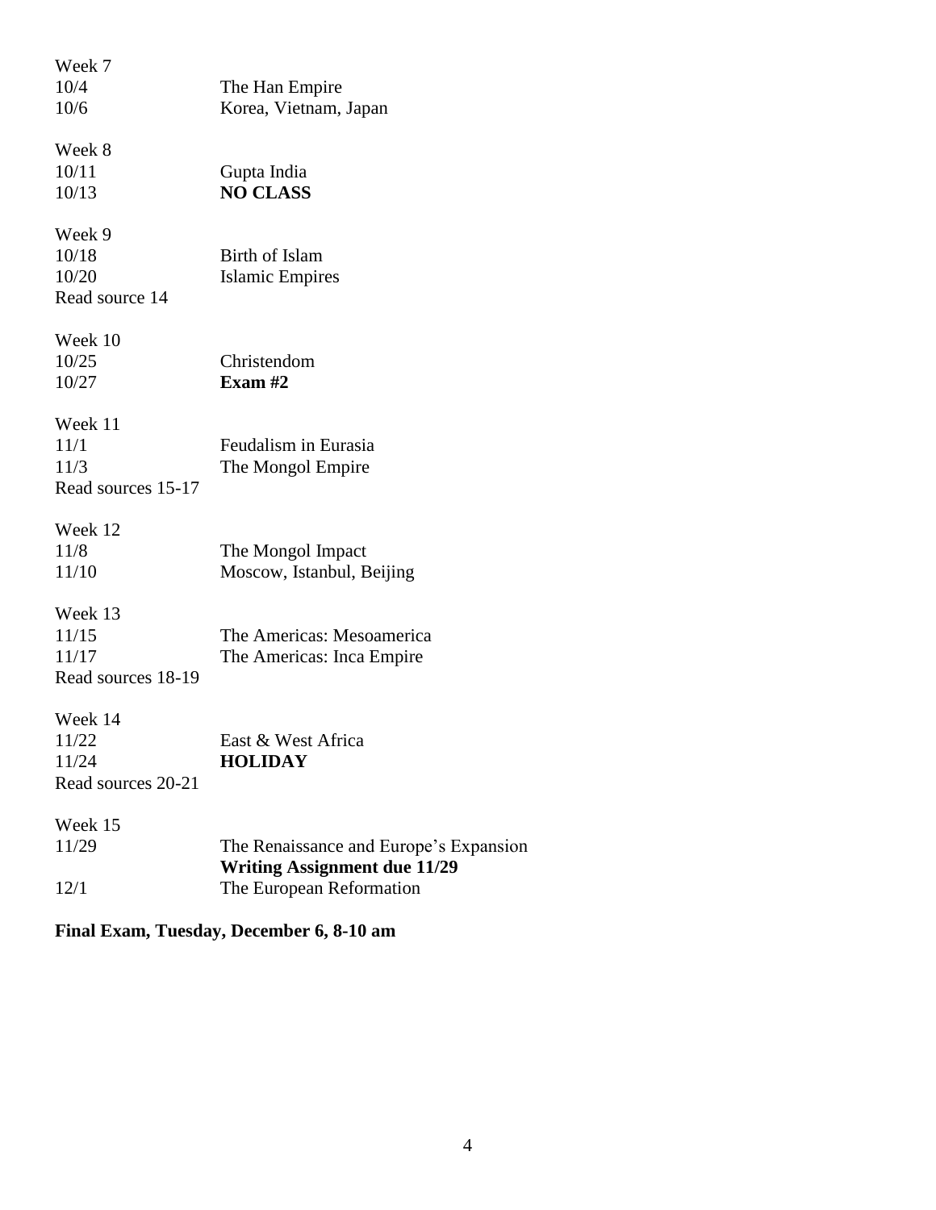Week 7
10/4 The Han Empire
10/6 Korea, Vietnam, Japan

Week 8
10/11 Gupta India
10/13 **NO CLASS**

Week 9
10/18 Birth of Islam
10/20 Islamic Empires
Read source 14

Week 10
10/25 Christendom
10/27 **Exam #2**

Week 11
11/1 Feudalism in Eurasia
11/3 The Mongol Empire
Read sources 15-17

Week 12
11/8 The Mongol Impact
11/10 Moscow, Istanbul, Beijing

Week 13
11/15 The Americas: Mesoamerica
11/17 The Americas: Inca Empire
Read sources 18-19

Week 14
11/22 East & West Africa
11/24 **HOLIDAY**
Read sources 20-21

Week 15
11/29 The Renaissance and Europe's Expansion
**Writing Assignment due 11/29**
12/1 The European Reformation

**Final Exam, Tuesday, December 6, 8-10 am**